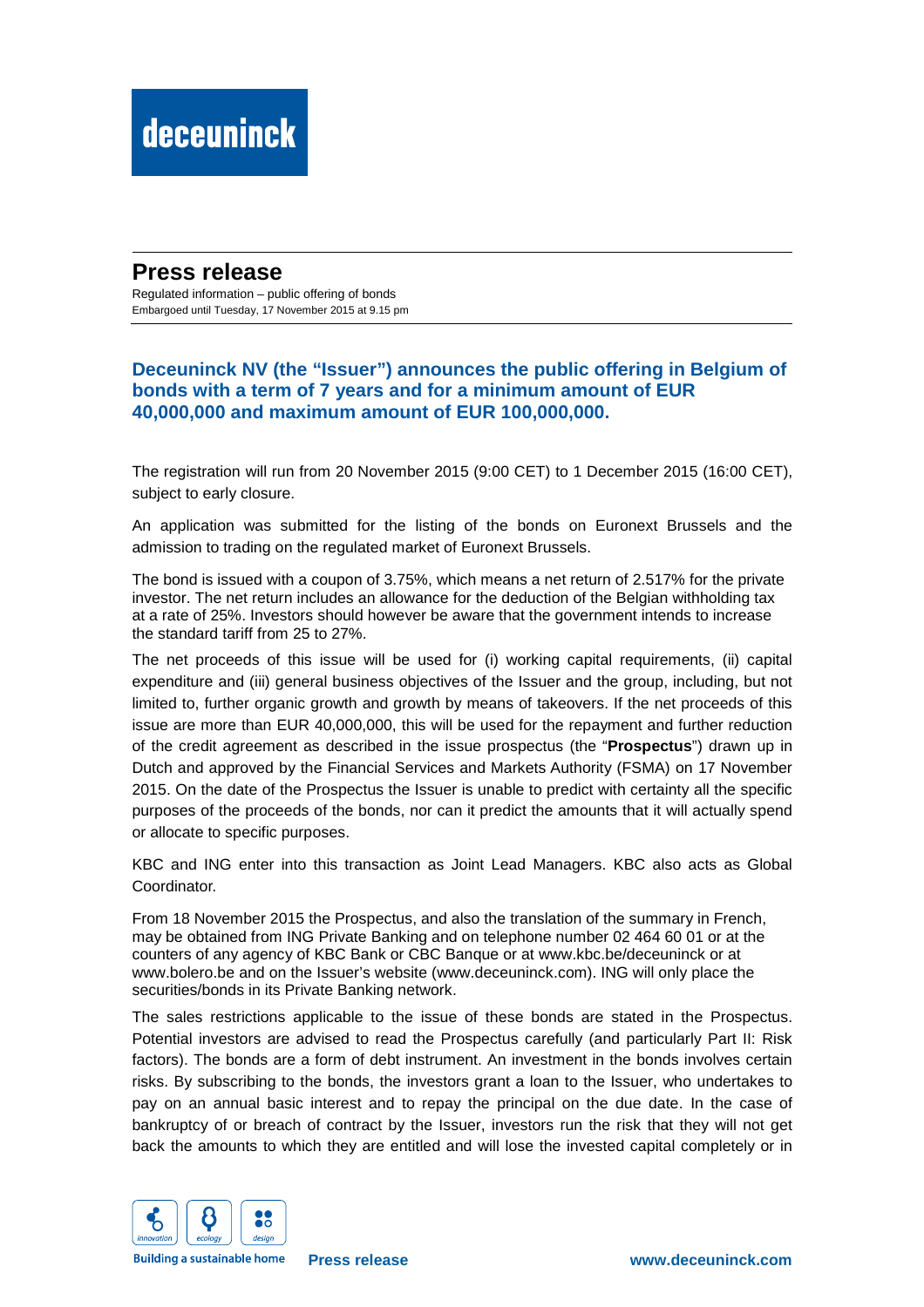# Press release

Regulated information – public offering of bonds
Embargoed until Tuesday, 17 November 2015 at 9.15 pm

## Deceuninck NV (the "Issuer") announces the public offering in Belgium of bonds with a term of 7 years and for a minimum amount of EUR 40,000,000 and maximum amount of EUR 100,000,000.

The registration will run from 20 November 2015 (9:00 CET) to 1 December 2015 (16:00 CET), subject to early closure.

An application was submitted for the listing of the bonds on Euronext Brussels and the admission to trading on the regulated market of Euronext Brussels.

The bond is issued with a coupon of 3.75%, which means a net return of 2.517% for the private investor. The net return includes an allowance for the deduction of the Belgian withholding tax at a rate of 25%. Investors should however be aware that the government intends to increase the standard tariff from 25 to 27%.

The net proceeds of this issue will be used for (i) working capital requirements, (ii) capital expenditure and (iii) general business objectives of the Issuer and the group, including, but not limited to, further organic growth and growth by means of takeovers. If the net proceeds of this issue are more than EUR 40,000,000, this will be used for the repayment and further reduction of the credit agreement as described in the issue prospectus (the "**Prospectus**") drawn up in Dutch and approved by the Financial Services and Markets Authority (FSMA) on 17 November 2015. On the date of the Prospectus the Issuer is unable to predict with certainty all the specific purposes of the proceeds of the bonds, nor can it predict the amounts that it will actually spend or allocate to specific purposes.

KBC and ING enter into this transaction as Joint Lead Managers. KBC also acts as Global Coordinator.

From 18 November 2015 the Prospectus, and also the translation of the summary in French, may be obtained from ING Private Banking and on telephone number 02 464 60 01 or at the counters of any agency of KBC Bank or CBC Banque or at www.kbc.be/deceuninck or at www.bolero.be and on the Issuer's website (www.deceuninck.com). ING will only place the securities/bonds in its Private Banking network.

The sales restrictions applicable to the issue of these bonds are stated in the Prospectus. Potential investors are advised to read the Prospectus carefully (and particularly Part II: Risk factors). The bonds are a form of debt instrument. An investment in the bonds involves certain risks. By subscribing to the bonds, the investors grant a loan to the Issuer, who undertakes to pay on an annual basic interest and to repay the principal on the due date. In the case of bankruptcy of or breach of contract by the Issuer, investors run the risk that they will not get back the amounts to which they are entitled and will lose the invested capital completely or in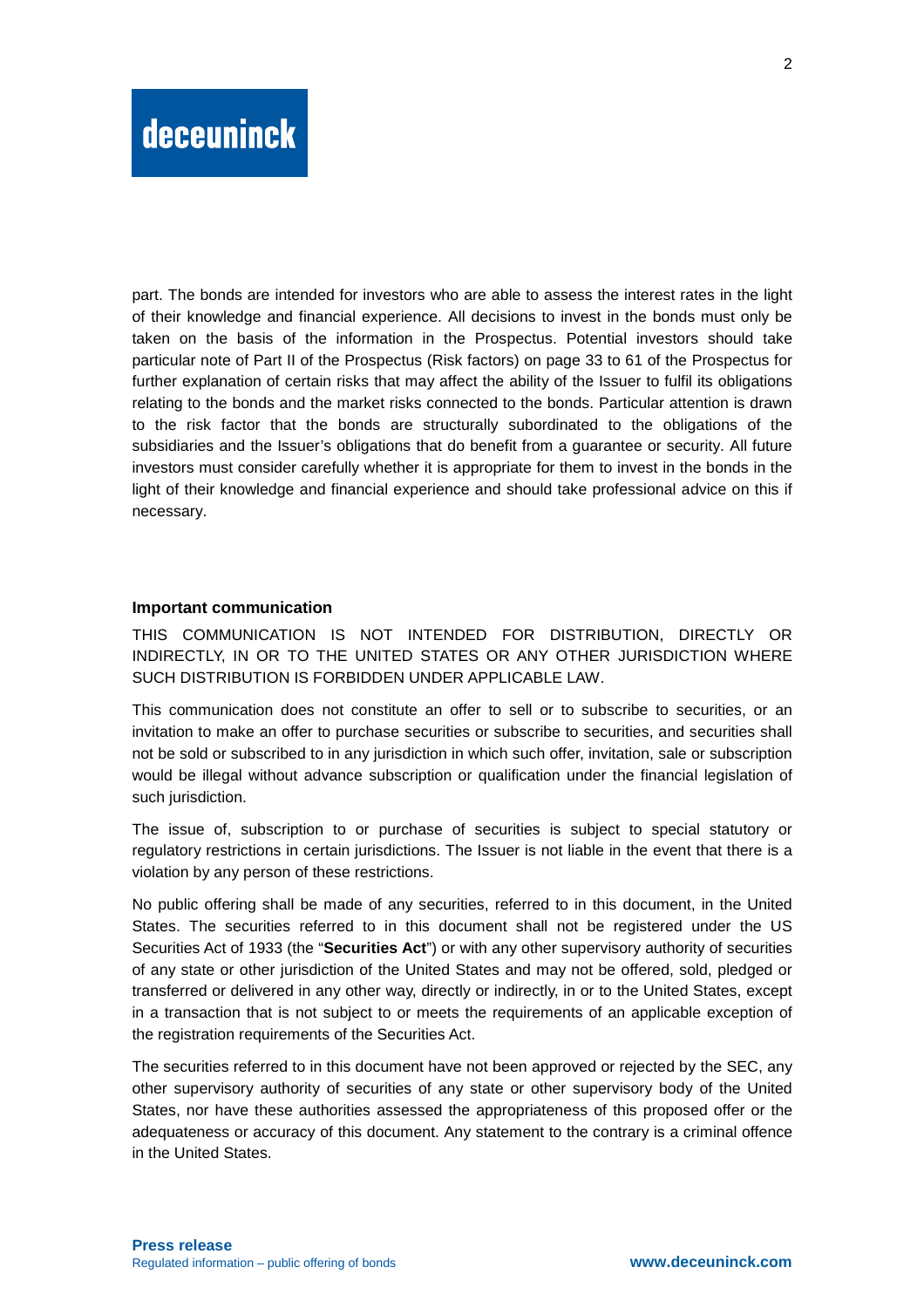part. The bonds are intended for investors who are able to assess the interest rates in the light of their knowledge and financial experience. All decisions to invest in the bonds must only be taken on the basis of the information in the Prospectus. Potential investors should take particular note of Part II of the Prospectus (Risk factors) on page 33 to 61 of the Prospectus for further explanation of certain risks that may affect the ability of the Issuer to fulfil its obligations relating to the bonds and the market risks connected to the bonds. Particular attention is drawn to the risk factor that the bonds are structurally subordinated to the obligations of the subsidiaries and the Issuer's obligations that do benefit from a guarantee or security. All future investors must consider carefully whether it is appropriate for them to invest in the bonds in the light of their knowledge and financial experience and should take professional advice on this if necessary.

**Important communication**

THIS COMMUNICATION IS NOT INTENDED FOR DISTRIBUTION, DIRECTLY OR INDIRECTLY, IN OR TO THE UNITED STATES OR ANY OTHER JURISDICTION WHERE SUCH DISTRIBUTION IS FORBIDDEN UNDER APPLICABLE LAW.

This communication does not constitute an offer to sell or to subscribe to securities, or an invitation to make an offer to purchase securities or subscribe to securities, and securities shall not be sold or subscribed to in any jurisdiction in which such offer, invitation, sale or subscription would be illegal without advance subscription or qualification under the financial legislation of such jurisdiction.

The issue of, subscription to or purchase of securities is subject to special statutory or regulatory restrictions in certain jurisdictions. The Issuer is not liable in the event that there is a violation by any person of these restrictions.

No public offering shall be made of any securities, referred to in this document, in the United States. The securities referred to in this document shall not be registered under the US Securities Act of 1933 (the "**Securities Act**") or with any other supervisory authority of securities of any state or other jurisdiction of the United States and may not be offered, sold, pledged or transferred or delivered in any other way, directly or indirectly, in or to the United States, except in a transaction that is not subject to or meets the requirements of an applicable exception of the registration requirements of the Securities Act.

The securities referred to in this document have not been approved or rejected by the SEC, any other supervisory authority of securities of any state or other supervisory body of the United States, nor have these authorities assessed the appropriateness of this proposed offer or the adequateness or accuracy of this document. Any statement to the contrary is a criminal offence in the United States.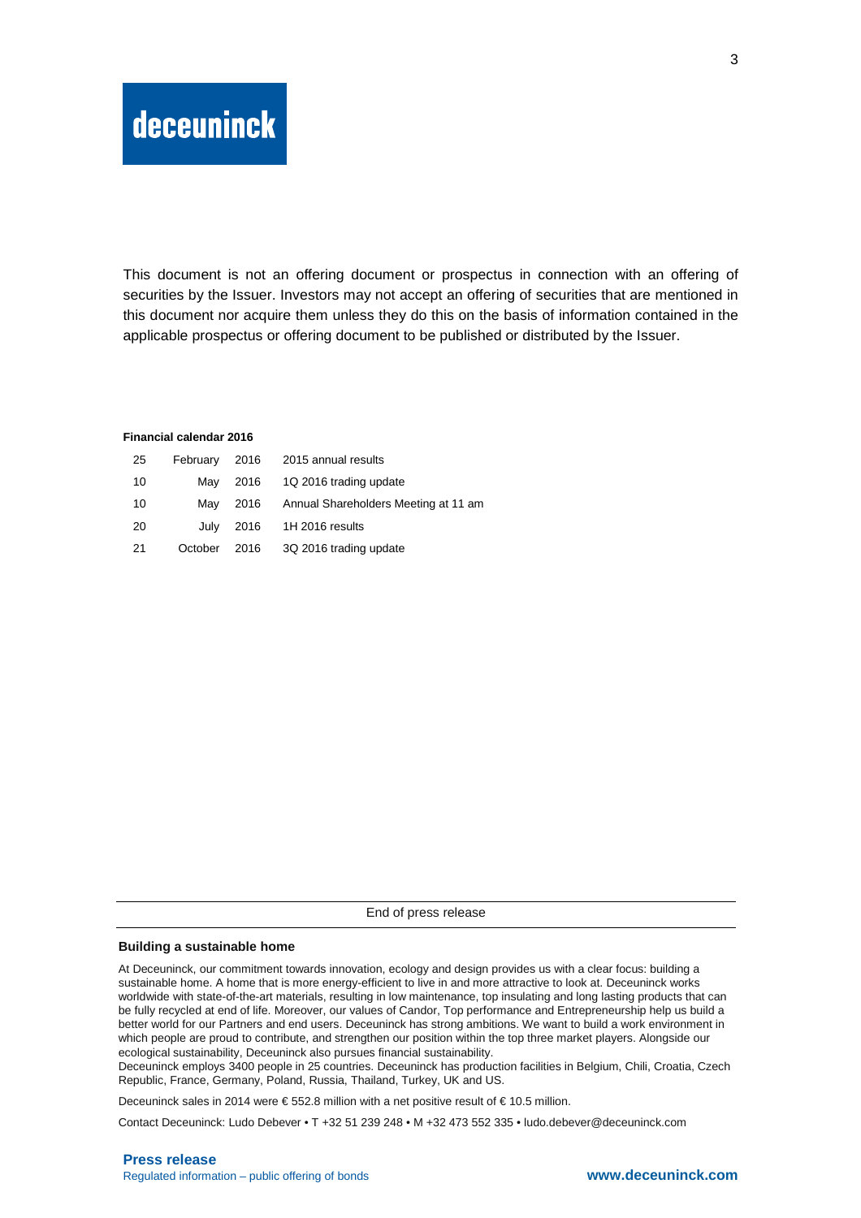This document is not an offering document or prospectus in connection with an offering of securities by the Issuer. Investors may not accept an offering of securities that are mentioned in this document nor acquire them unless they do this on the basis of information contained in the applicable prospectus or offering document to be published or distributed by the Issuer.

**Financial calendar 2016**

| | | | |
|---|---|---|---|
| 25 | February | 2016 | 2015 annual results |
| 10 | May | 2016 | 1Q 2016 trading update |
| 10 | May | 2016 | Annual Shareholders Meeting at 11 am |
| 20 | July | 2016 | 1H 2016 results |
| 21 | October | 2016 | 3Q 2016 trading update |

End of press release

**Building a sustainable home**

At Deceuninck, our commitment towards innovation, ecology and design provides us with a clear focus: building a sustainable home. A home that is more energy-efficient to live in and more attractive to look at. Deceuninck works worldwide with state-of-the-art materials, resulting in low maintenance, top insulating and long lasting products that can be fully recycled at end of life. Moreover, our values of Candor, Top performance and Entrepreneurship help us build a better world for our Partners and end users. Deceuninck has strong ambitions. We want to build a work environment in which people are proud to contribute, and strengthen our position within the top three market players. Alongside our ecological sustainability, Deceuninck also pursues financial sustainability.
Deceuninck employs 3400 people in 25 countries. Deceuninck has production facilities in Belgium, Chili, Croatia, Czech Republic, France, Germany, Poland, Russia, Thailand, Turkey, UK and US.

Deceuninck sales in 2014 were € 552.8 million with a net positive result of € 10.5 million.

Contact Deceuninck: Ludo Debever • T +32 51 239 248 • M +32 473 552 335 • ludo.debever@deceuninck.com